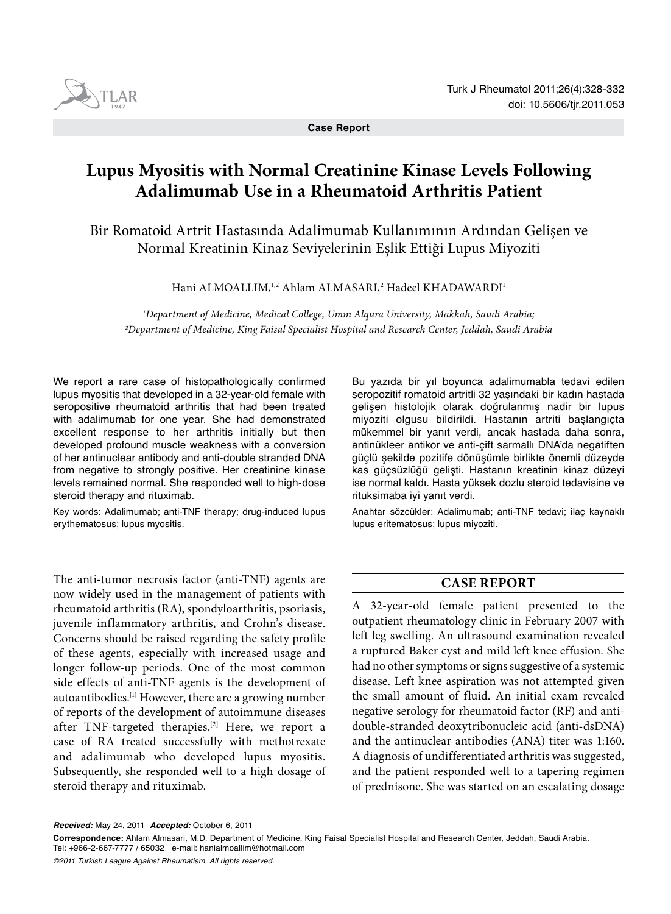Case Report

# Lupus Myositis with Normal Creatinine Kinase Levels Following Adalimumab Use in a Rheumatoid Arthritis Patient

Bir Romatoid Artrit Hastasında Adalimumab Kullanımının Ardından Gelişen ve Normal Kreatinin Kinaz Seviyelerinin Eşlik Ettiği Lupus Miyoziti

Hani ALMOALLIM,[1,2] Ahlam ALMASARI,[2] Hadeel KHADAWARDI[1]

*[1]Department of Medicine, Medical College, Umm Alqura University, Makkah, Saudi Arabia;*
*[2]Department of Medicine, King Faisal Specialist Hospital and Research Center, Jeddah, Saudi Arabia*

We report a rare case of histopathologically confirmed lupus myositis that developed in a 32-year-old female with seropositive rheumatoid arthritis that had been treated with adalimumab for one year. She had demonstrated excellent response to her arthritis initially but then developed profound muscle weakness with a conversion of her antinuclear antibody and anti-double stranded DNA from negative to strongly positive. Her creatinine kinase levels remained normal. She responded well to high-dose steroid therapy and rituximab.

Key words: Adalimumab; anti-TNF therapy; drug-induced lupus erythematosus; lupus myositis.

Bu yazıda bir yıl boyunca adalimumabla tedavi edilen seropozitif romatoid artritli 32 yaşındaki bir kadın hastada gelişen histolojik olarak doğrulanmış nadir bir lupus miyoziti olgusu bildirildi. Hastanın artriti başlangıçta mükemmel bir yanıt verdi, ancak hastada daha sonra, antinükleer antikor ve anti-çift sarmallı DNA'da negatiften güçlü şekilde pozitife dönüşümle birlikte önemli düzeyde kas güçsüzlüğü gelişti. Hastanın kreatinin kinaz düzeyi ise normal kaldı. Hasta yüksek dozlu steroid tedavisine ve rituksimaba iyi yanıt verdi.

Anahtar sözcükler: Adalimumab; anti-TNF tedavi; ilaç kaynaklı lupus eritematosus; lupus miyoziti.

The anti-tumor necrosis factor (anti-TNF) agents are now widely used in the management of patients with rheumatoid arthritis (RA), spondyloarthritis, psoriasis, juvenile inflammatory arthritis, and Crohn's disease. Concerns should be raised regarding the safety profile of these agents, especially with increased usage and longer follow-up periods. One of the most common side effects of anti-TNF agents is the development of autoantibodies.[1] However, there are a growing number of reports of the development of autoimmune diseases after TNF-targeted therapies.[2] Here, we report a case of RA treated successfully with methotrexate and adalimumab who developed lupus myositis. Subsequently, she responded well to a high dosage of steroid therapy and rituximab.

## CASE REPORT

A 32-year-old female patient presented to the outpatient rheumatology clinic in February 2007 with left leg swelling. An ultrasound examination revealed a ruptured Baker cyst and mild left knee effusion. She had no other symptoms or signs suggestive of a systemic disease. Left knee aspiration was not attempted given the small amount of fluid. An initial exam revealed negative serology for rheumatoid factor (RF) and anti-double-stranded deoxytribonucleic acid (anti-dsDNA) and the antinuclear antibodies (ANA) titer was 1:160. A diagnosis of undifferentiated arthritis was suggested, and the patient responded well to a tapering regimen of prednisone. She was started on an escalating dosage

***Received:*** May 24, 2011 ***Accepted:*** October 6, 2011

**Correspondence:** Ahlam Almasari, M.D. Department of Medicine, King Faisal Specialist Hospital and Research Center, Jeddah, Saudi Arabia.
Tel: +966-2-667-7777 / 65032 e-mail: hanialmoallim@hotmail.com

*©2011 Turkish League Against Rheumatism. All rights reserved.*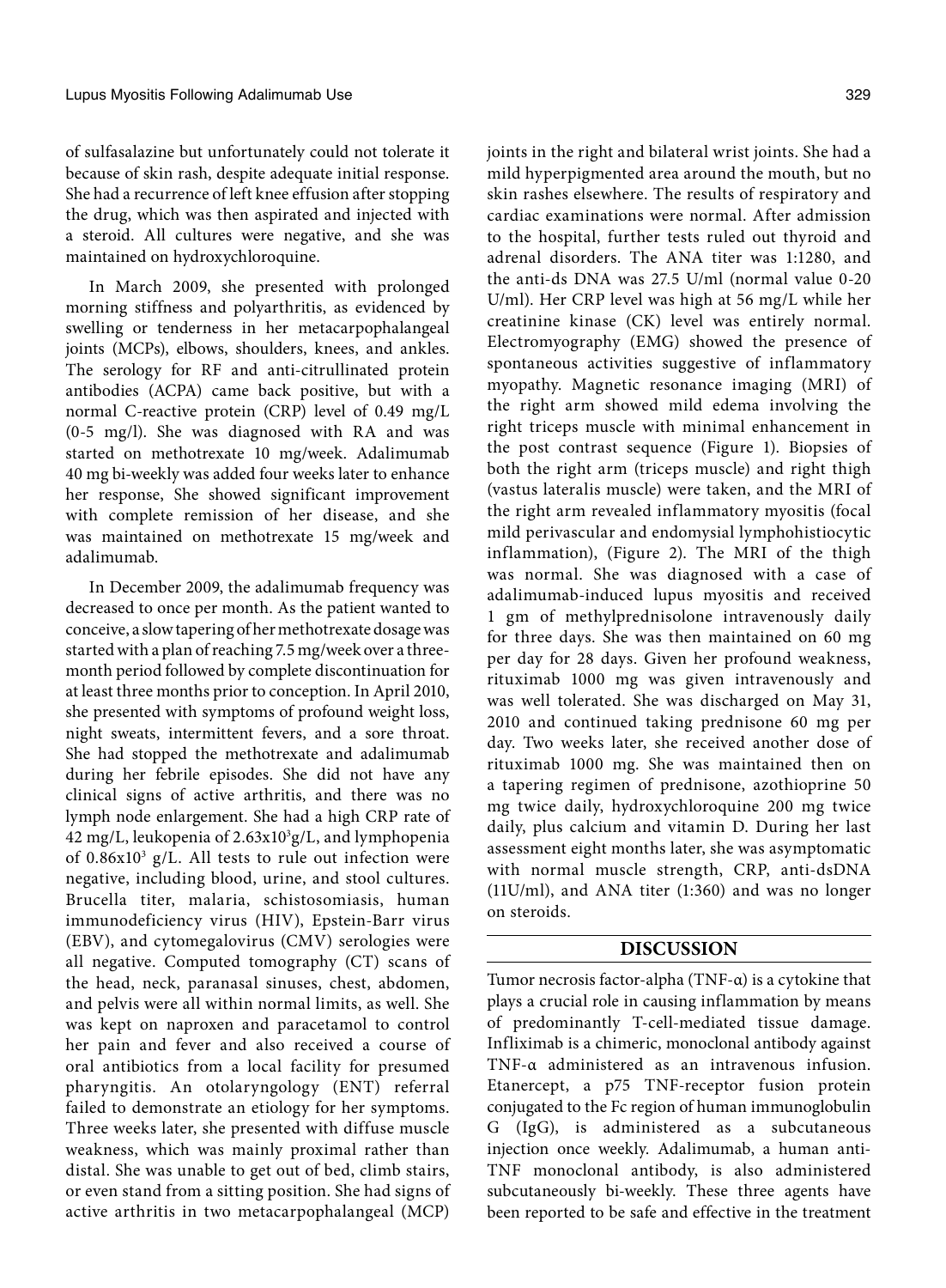of sulfasalazine but unfortunately could not tolerate it because of skin rash, despite adequate initial response. She had a recurrence of left knee effusion after stopping the drug, which was then aspirated and injected with a steroid. All cultures were negative, and she was maintained on hydroxychloroquine.

In March 2009, she presented with prolonged morning stiffness and polyarthritis, as evidenced by swelling or tenderness in her metacarpophalangeal joints (MCPs), elbows, shoulders, knees, and ankles. The serology for RF and anti-citrullinated protein antibodies (ACPA) came back positive, but with a normal C-reactive protein (CRP) level of 0.49 mg/L (0-5 mg/l). She was diagnosed with RA and was started on methotrexate 10 mg/week. Adalimumab 40 mg bi-weekly was added four weeks later to enhance her response, She showed significant improvement with complete remission of her disease, and she was maintained on methotrexate 15 mg/week and adalimumab.

In December 2009, the adalimumab frequency was decreased to once per month. As the patient wanted to conceive, a slow tapering of her methotrexate dosage was started with a plan of reaching 7.5 mg/week over a three-month period followed by complete discontinuation for at least three months prior to conception. In April 2010, she presented with symptoms of profound weight loss, night sweats, intermittent fevers, and a sore throat. She had stopped the methotrexate and adalimumab during her febrile episodes. She did not have any clinical signs of active arthritis, and there was no lymph node enlargement. She had a high CRP rate of 42 mg/L, leukopenia of $2.63 \times 10^3$g/L, and lymphopenia of $0.86 \times 10^3$ g/L. All tests to rule out infection were negative, including blood, urine, and stool cultures. Brucella titer, malaria, schistosomiasis, human immunodeficiency virus (HIV), Epstein-Barr virus (EBV), and cytomegalovirus (CMV) serologies were all negative. Computed tomography (CT) scans of the head, neck, paranasal sinuses, chest, abdomen, and pelvis were all within normal limits, as well. She was kept on naproxen and paracetamol to control her pain and fever and also received a course of oral antibiotics from a local facility for presumed pharyngitis. An otolaryngology (ENT) referral failed to demonstrate an etiology for her symptoms. Three weeks later, she presented with diffuse muscle weakness, which was mainly proximal rather than distal. She was unable to get out of bed, climb stairs, or even stand from a sitting position. She had signs of active arthritis in two metacarpophalangeal (MCP) joints in the right and bilateral wrist joints. She had a mild hyperpigmented area around the mouth, but no skin rashes elsewhere. The results of respiratory and cardiac examinations were normal. After admission to the hospital, further tests ruled out thyroid and adrenal disorders. The ANA titer was 1:1280, and the anti-ds DNA was 27.5 U/ml (normal value 0-20 U/ml). Her CRP level was high at 56 mg/L while her creatinine kinase (CK) level was entirely normal. Electromyography (EMG) showed the presence of spontaneous activities suggestive of inflammatory myopathy. Magnetic resonance imaging (MRI) of the right arm showed mild edema involving the right triceps muscle with minimal enhancement in the post contrast sequence (Figure 1). Biopsies of both the right arm (triceps muscle) and right thigh (vastus lateralis muscle) were taken, and the MRI of the right arm revealed inflammatory myositis (focal mild perivascular and endomysial lymphohistiocytic inflammation), (Figure 2). The MRI of the thigh was normal. She was diagnosed with a case of adalimumab-induced lupus myositis and received 1 gm of methylprednisolone intravenously daily for three days. She was then maintained on 60 mg per day for 28 days. Given her profound weakness, rituximab 1000 mg was given intravenously and was well tolerated. She was discharged on May 31, 2010 and continued taking prednisone 60 mg per day. Two weeks later, she received another dose of rituximab 1000 mg. She was maintained then on a tapering regimen of prednisone, azothioprine 50 mg twice daily, hydroxychloroquine 200 mg twice daily, plus calcium and vitamin D. During her last assessment eight months later, she was asymptomatic with normal muscle strength, CRP, anti-dsDNA (11U/ml), and ANA titer (1:360) and was no longer on steroids.

## DISCUSSION

Tumor necrosis factor-alpha (TNF-α) is a cytokine that plays a crucial role in causing inflammation by means of predominantly T-cell-mediated tissue damage. Infliximab is a chimeric, monoclonal antibody against TNF-α administered as an intravenous infusion. Etanercept, a p75 TNF-receptor fusion protein conjugated to the Fc region of human immunoglobulin G (IgG), is administered as a subcutaneous injection once weekly. Adalimumab, a human anti-TNF monoclonal antibody, is also administered subcutaneously bi-weekly. These three agents have been reported to be safe and effective in the treatment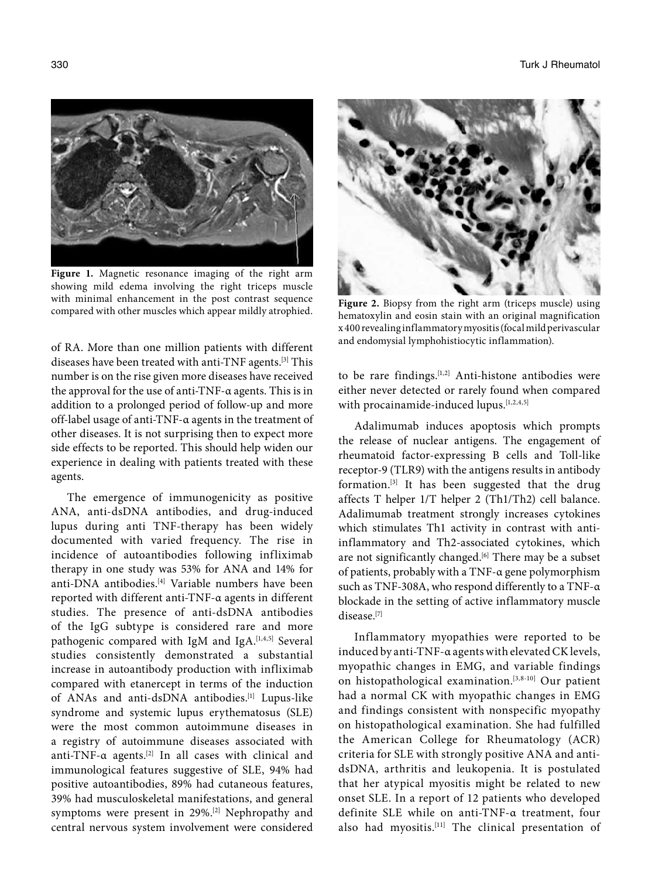Figure 1. Magnetic resonance imaging of the right arm showing mild edema involving the right triceps muscle with minimal enhancement in the post contrast sequence compared with other muscles which appear mildly atrophied.

Figure 2. Biopsy from the right arm (triceps muscle) using hematoxylin and eosin stain with an original magnification x 400 revealing inflammatory myositis (focal mild perivascular and endomysial lymphohistiocytic inflammation).

of RA. More than one million patients with different diseases have been treated with anti-TNF agents.[3] This number is on the rise given more diseases have received the approval for the use of anti-TNF-α agents. This is in addition to a prolonged period of follow-up and more off-label usage of anti-TNF-α agents in the treatment of other diseases. It is not surprising then to expect more side effects to be reported. This should help widen our experience in dealing with patients treated with these agents.

The emergence of immunogenicity as positive ANA, anti-dsDNA antibodies, and drug-induced lupus during anti TNF-therapy has been widely documented with varied frequency. The rise in incidence of autoantibodies following infliximab therapy in one study was 53% for ANA and 14% for anti-DNA antibodies.[4] Variable numbers have been reported with different anti-TNF-α agents in different studies. The presence of anti-dsDNA antibodies of the IgG subtype is considered rare and more pathogenic compared with IgM and IgA.[1,4,5] Several studies consistently demonstrated a substantial increase in autoantibody production with infliximab compared with etanercept in terms of the induction of ANAs and anti-dsDNA antibodies.[1] Lupus-like syndrome and systemic lupus erythematosus (SLE) were the most common autoimmune diseases in a registry of autoimmune diseases associated with anti-TNF-α agents.[2] In all cases with clinical and immunological features suggestive of SLE, 94% had positive autoantibodies, 89% had cutaneous features, 39% had musculoskeletal manifestations, and general symptoms were present in 29%.[2] Nephropathy and central nervous system involvement were considered to be rare findings.[1,2] Anti-histone antibodies were either never detected or rarely found when compared with procainamide-induced lupus.[1,2,4,5]

Adalimumab induces apoptosis which prompts the release of nuclear antigens. The engagement of rheumatoid factor-expressing B cells and Toll-like receptor-9 (TLR9) with the antigens results in antibody formation.[3] It has been suggested that the drug affects T helper 1/T helper 2 (Th1/Th2) cell balance. Adalimumab treatment strongly increases cytokines which stimulates Th1 activity in contrast with anti-inflammatory and Th2-associated cytokines, which are not significantly changed.[6] There may be a subset of patients, probably with a TNF-α gene polymorphism such as TNF-308A, who respond differently to a TNF-α blockade in the setting of active inflammatory muscle disease.[7]

Inflammatory myopathies were reported to be induced by anti-TNF-α agents with elevated CK levels, myopathic changes in EMG, and variable findings on histopathological examination.[3,8-10] Our patient had a normal CK with myopathic changes in EMG and findings consistent with nonspecific myopathy on histopathological examination. She had fulfilled the American College for Rheumatology (ACR) criteria for SLE with strongly positive ANA and anti-dsDNA, arthritis and leukopenia. It is postulated that her atypical myositis might be related to new onset SLE. In a report of 12 patients who developed definite SLE while on anti-TNF-α treatment, four also had myositis.[11] The clinical presentation of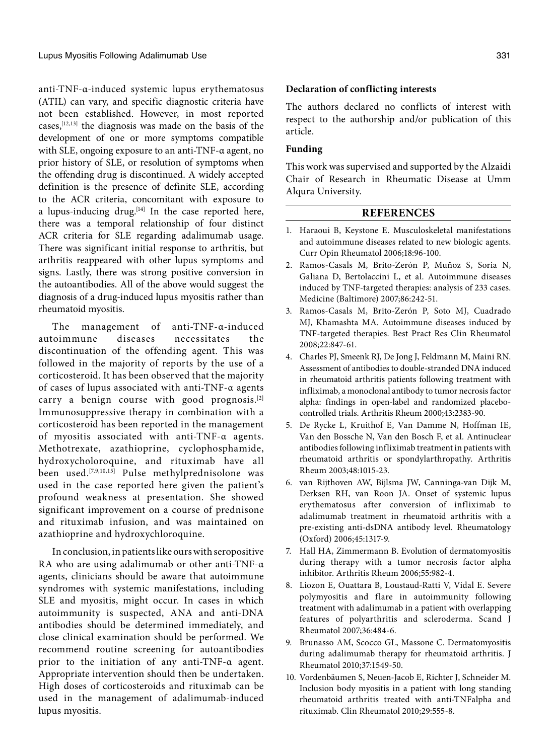anti-TNF-α-induced systemic lupus erythematosus (ATIL) can vary, and specific diagnostic criteria have not been established. However, in most reported cases,[12,13] the diagnosis was made on the basis of the development of one or more symptoms compatible with SLE, ongoing exposure to an anti-TNF-α agent, no prior history of SLE, or resolution of symptoms when the offending drug is discontinued. A widely accepted definition is the presence of definite SLE, according to the ACR criteria, concomitant with exposure to a lupus-inducing drug.[14] In the case reported here, there was a temporal relationship of four distinct ACR criteria for SLE regarding adalimumab usage. There was significant initial response to arthritis, but arthritis reappeared with other lupus symptoms and signs. Lastly, there was strong positive conversion in the autoantibodies. All of the above would suggest the diagnosis of a drug-induced lupus myositis rather than rheumatoid myositis.

The management of anti-TNF-α-induced autoimmune diseases necessitates the discontinuation of the offending agent. This was followed in the majority of reports by the use of a corticosteroid. It has been observed that the majority of cases of lupus associated with anti-TNF-α agents carry a benign course with good prognosis.[2] Immunosuppressive therapy in combination with a corticosteroid has been reported in the management of myositis associated with anti-TNF-α agents. Methotrexate, azathioprine, cyclophosphamide, hydroxycholoroquine, and rituximab have all been used.[7,9,10,15] Pulse methylprednisolone was used in the case reported here given the patient's profound weakness at presentation. She showed significant improvement on a course of prednisone and rituximab infusion, and was maintained on azathioprine and hydroxychloroquine.

In conclusion, in patients like ours with seropositive RA who are using adalimumab or other anti-TNF-α agents, clinicians should be aware that autoimmune syndromes with systemic manifestations, including SLE and myositis, might occur. In cases in which autoimmunity is suspected, ANA and anti-DNA antibodies should be determined immediately, and close clinical examination should be performed. We recommend routine screening for autoantibodies prior to the initiation of any anti-TNF-α agent. Appropriate intervention should then be undertaken. High doses of corticosteroids and rituximab can be used in the management of adalimumab-induced lupus myositis.

#### Declaration of conflicting interests

The authors declared no conflicts of interest with respect to the authorship and/or publication of this article.

#### Funding

This work was supervised and supported by the Alzaidi Chair of Research in Rheumatic Disease at Umm Alqura University.

## REFERENCES

1. Haraoui B, Keystone E. Musculoskeletal manifestations and autoimmune diseases related to new biologic agents. Curr Opin Rheumatol 2006;18:96-100.
2. Ramos-Casals M, Brito-Zerón P, Muñoz S, Soria N, Galiana D, Bertolaccini L, et al. Autoimmune diseases induced by TNF-targeted therapies: analysis of 233 cases. Medicine (Baltimore) 2007;86:242-51.
3. Ramos-Casals M, Brito-Zerón P, Soto MJ, Cuadrado MJ, Khamashta MA. Autoimmune diseases induced by TNF-targeted therapies. Best Pract Res Clin Rheumatol 2008;22:847-61.
4. Charles PJ, Smeenk RJ, De Jong J, Feldmann M, Maini RN. Assessment of antibodies to double-stranded DNA induced in rheumatoid arthritis patients following treatment with infliximab, a monoclonal antibody to tumor necrosis factor alpha: findings in open-label and randomized placebo-controlled trials. Arthritis Rheum 2000;43:2383-90.
5. De Rycke L, Kruithof E, Van Damme N, Hoffman IE, Van den Bossche N, Van den Bosch F, et al. Antinuclear antibodies following infliximab treatment in patients with rheumatoid arthritis or spondylarthropathy. Arthritis Rheum 2003;48:1015-23.
6. van Rijthoven AW, Bijlsma JW, Canninga-van Dijk M, Derksen RH, van Roon JA. Onset of systemic lupus erythematosus after conversion of infliximab to adalimumab treatment in rheumatoid arthritis with a pre-existing anti-dsDNA antibody level. Rheumatology (Oxford) 2006;45:1317-9.
7. Hall HA, Zimmermann B. Evolution of dermatomyositis during therapy with a tumor necrosis factor alpha inhibitor. Arthritis Rheum 2006;55:982-4.
8. Liozon E, Ouattara B, Loustaud-Ratti V, Vidal E. Severe polymyositis and flare in autoimmunity following treatment with adalimumab in a patient with overlapping features of polyarthritis and scleroderma. Scand J Rheumatol 2007;36:484-6.
9. Brunasso AM, Scocco GL, Massone C. Dermatomyositis during adalimumab therapy for rheumatoid arthritis. J Rheumatol 2010;37:1549-50.
10. Vordenbäumen S, Neuen-Jacob E, Richter J, Schneider M. Inclusion body myositis in a patient with long standing rheumatoid arthritis treated with anti-TNFalpha and rituximab. Clin Rheumatol 2010;29:555-8.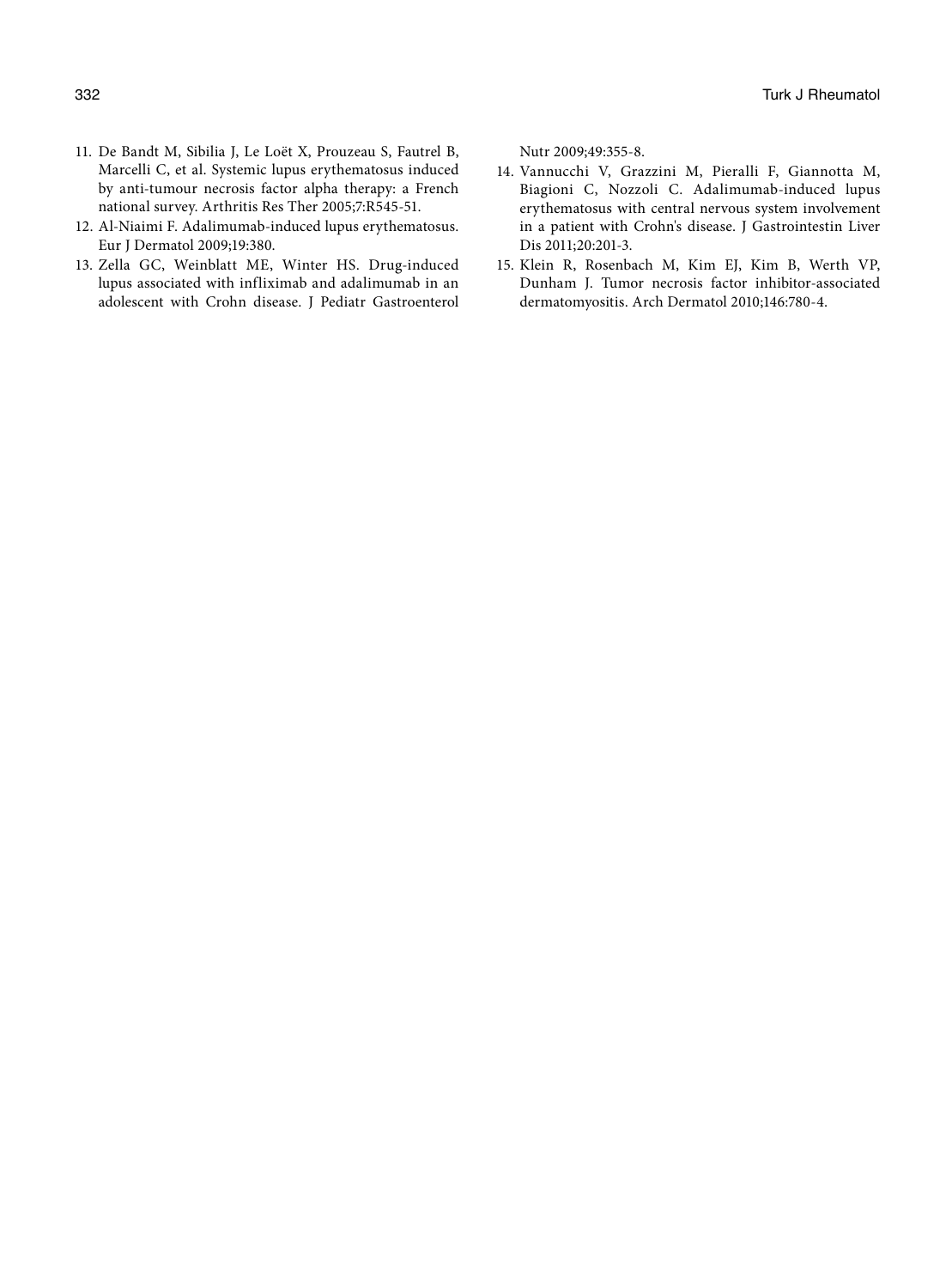11. De Bandt M, Sibilia J, Le Loët X, Prouzeau S, Fautrel B, Marcelli C, et al. Systemic lupus erythematosus induced by anti-tumour necrosis factor alpha therapy: a French national survey. Arthritis Res Ther 2005;7:R545-51.
12. Al-Niaimi F. Adalimumab-induced lupus erythematosus. Eur J Dermatol 2009;19:380.
13. Zella GC, Weinblatt ME, Winter HS. Drug-induced lupus associated with infliximab and adalimumab in an adolescent with Crohn disease. J Pediatr Gastroenterol Nutr 2009;49:355-8.
14. Vannucchi V, Grazzini M, Pieralli F, Giannotta M, Biagioni C, Nozzoli C. Adalimumab-induced lupus erythematosus with central nervous system involvement in a patient with Crohn's disease. J Gastrointestin Liver Dis 2011;20:201-3.
15. Klein R, Rosenbach M, Kim EJ, Kim B, Werth VP, Dunham J. Tumor necrosis factor inhibitor-associated dermatomyositis. Arch Dermatol 2010;146:780-4.